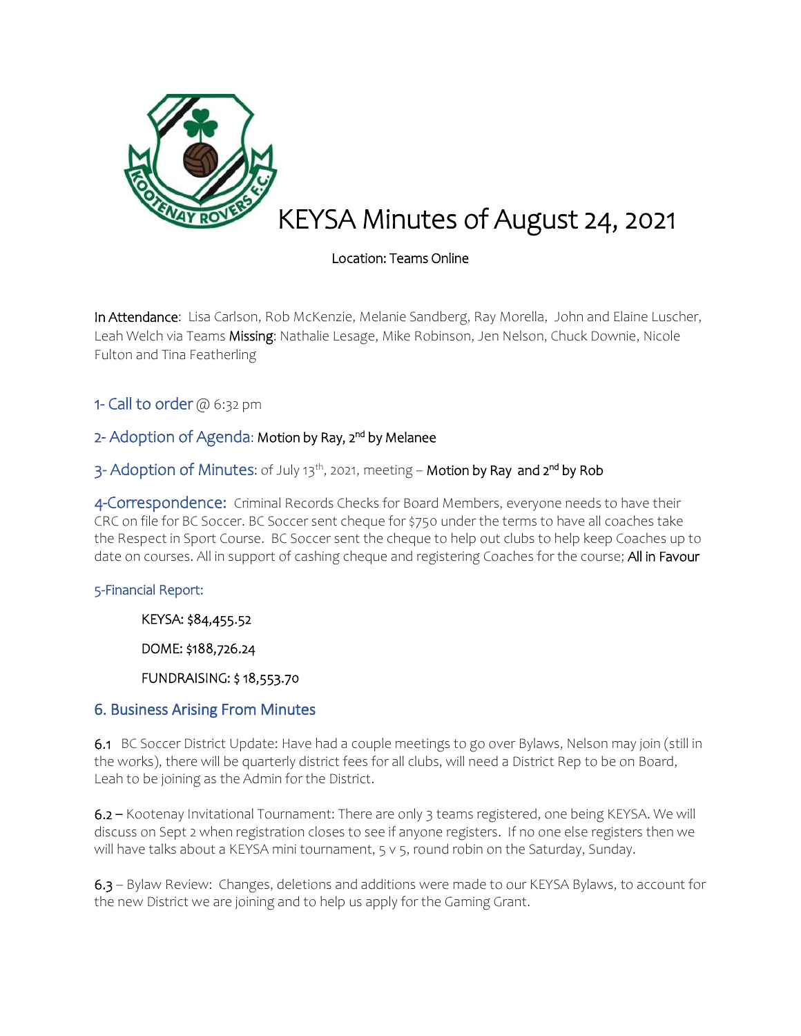# KEYSA Minutes of August 24, 2021

Location: Teams Online

**In Attendance**: Lisa Carlson, Rob McKenzie, Melanie Sandberg, Ray Morella, John and Elaine Luscher, Leah Welch via Teams **Missing**: Nathalie Lesage, Mike Robinson, Jen Nelson, Chuck Downie, Nicole Fulton and Tina Featherling

## 1- Call to order @ 6:32 pm

## 2- Adoption of Agenda: Motion by Ray, 2nd by Melanee

## 3- Adoption of Minutes: of July 13th, 2021, meeting – Motion by Ray and 2nd by Rob

**4-Correspondence:** Criminal Records Checks for Board Members, everyone needs to have their CRC on file for BC Soccer. BC Soccer sent cheque for $750 under the terms to have all coaches take the Respect in Sport Course. BC Soccer sent the cheque to help out clubs to help keep Coaches up to date on courses. All in support of cashing cheque and registering Coaches for the course; All in Favour

### 5-Financial Report:

KEYSA: $84,455.52

DOME: $188,726.24

FUNDRAISING: $ 18,553.70

## 6. Business Arising From Minutes

6.1 BC Soccer District Update: Have had a couple meetings to go over Bylaws, Nelson may join (still in the works), there will be quarterly district fees for all clubs, will need a District Rep to be on Board, Leah to be joining as the Admin for the District.

6.2 – Kootenay Invitational Tournament: There are only 3 teams registered, one being KEYSA. We will discuss on Sept 2 when registration closes to see if anyone registers. If no one else registers then we will have talks about a KEYSA mini tournament, 5 v 5, round robin on the Saturday, Sunday.

6.3 – Bylaw Review: Changes, deletions and additions were made to our KEYSA Bylaws, to account for the new District we are joining and to help us apply for the Gaming Grant.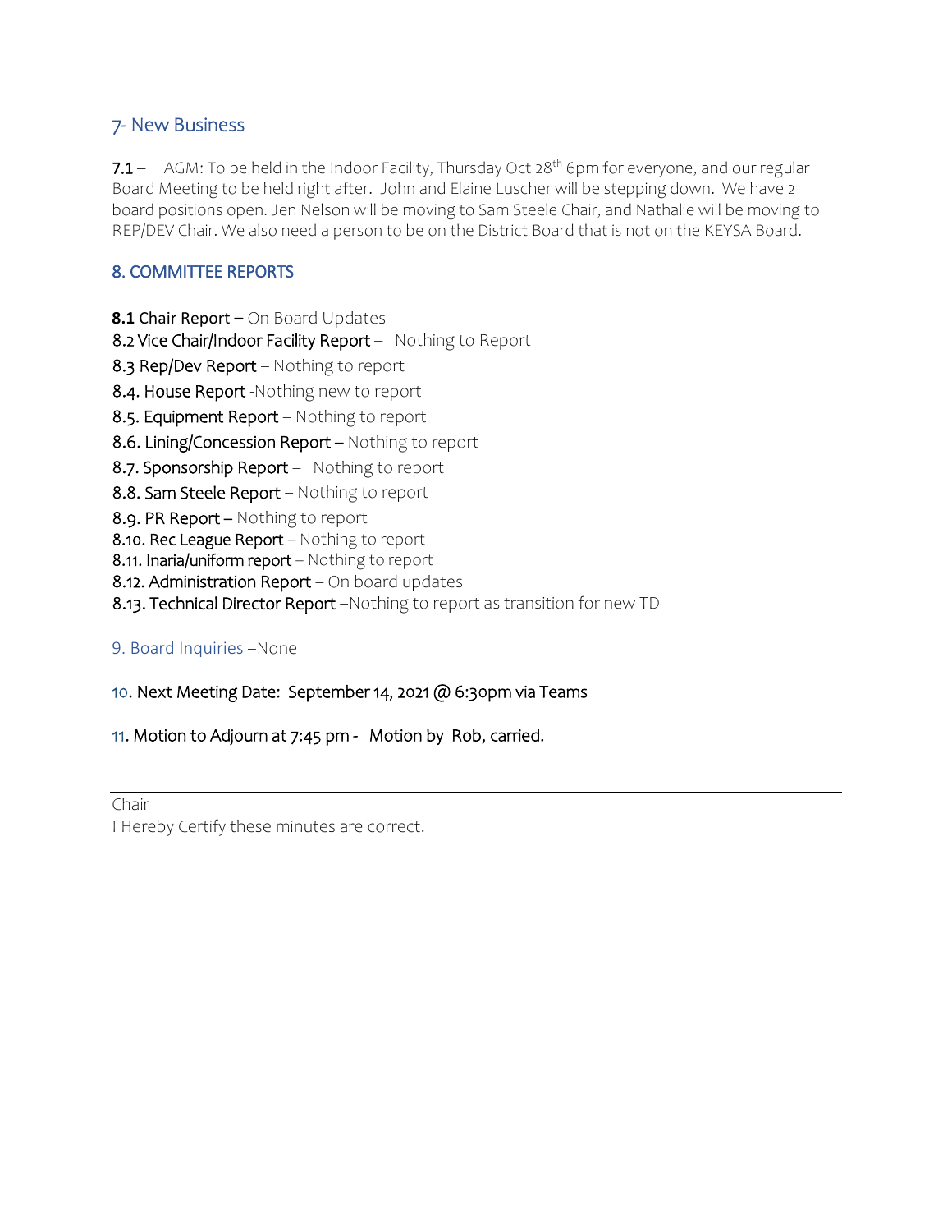## 7- New Business

**7.1** – AGM: To be held in the Indoor Facility, Thursday Oct 28th 6pm for everyone, and our regular Board Meeting to be held right after. John and Elaine Luscher will be stepping down. We have 2 board positions open. Jen Nelson will be moving to Sam Steele Chair, and Nathalie will be moving to REP/DEV Chair. We also need a person to be on the District Board that is not on the KEYSA Board.

## 8. COMMITTEE REPORTS

**8.1** Chair Report **–** On Board Updates
8.2 Vice Chair/Indoor Facility Report – Nothing to Report
8.3 Rep/Dev Report – Nothing to report
8.4. House Report -Nothing new to report
8.5. Equipment Report – Nothing to report
8.6. Lining/Concession Report **–** Nothing to report
8.7. Sponsorship Report – Nothing to report
8.8. Sam Steele Report – Nothing to report
8.9. PR Report – Nothing to report
8.10. Rec League Report – Nothing to report
8.11. Inaria/uniform report – Nothing to report
8.12. Administration Report – On board updates
8.13. Technical Director Report –Nothing to report as transition for new TD

9. Board Inquiries –None

10. Next Meeting Date: September 14, 2021 @ 6:30pm via Teams

11. Motion to Adjourn at 7:45 pm - Motion by Rob, carried.

---

Chair
I Hereby Certify these minutes are correct.